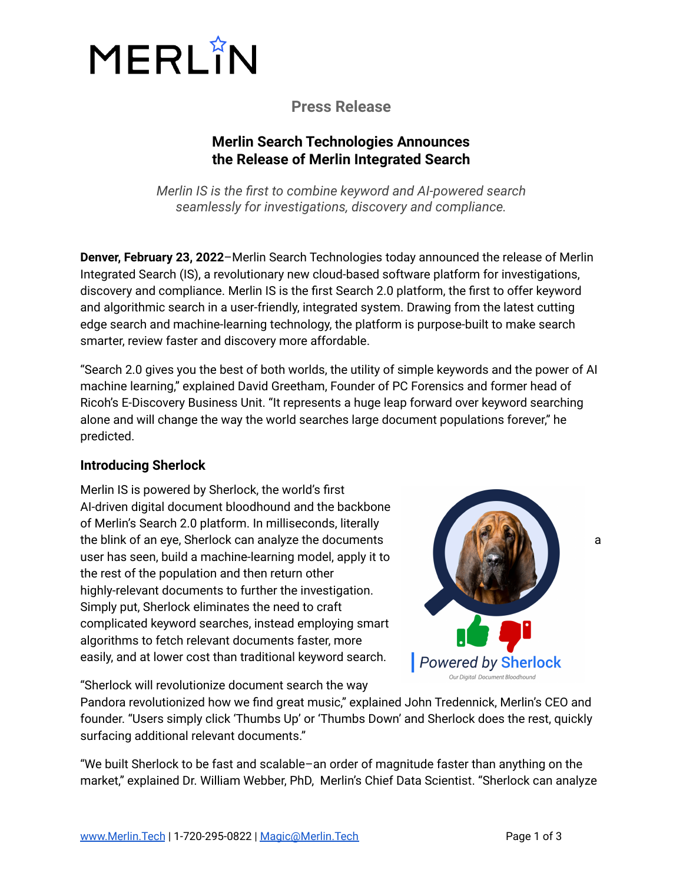MERLIN

**Press Release**

## Merlin Search Technologies Announces the Release of Merlin Integrated Search

*Merlin IS is the first to combine keyword and AI-powered search seamlessly for investigations, discovery and compliance.*

**Denver, February 23, 2022**–Merlin Search Technologies today announced the release of Merlin Integrated Search (IS), a revolutionary new cloud-based software platform for investigations, discovery and compliance. Merlin IS is the first Search 2.0 platform, the first to offer keyword and algorithmic search in a user-friendly, integrated system. Drawing from the latest cutting edge search and machine-learning technology, the platform is purpose-built to make search smarter, review faster and discovery more affordable.

"Search 2.0 gives you the best of both worlds, the utility of simple keywords and the power of AI machine learning," explained David Greetham, Founder of PC Forensics and former head of Ricoh's E-Discovery Business Unit. "It represents a huge leap forward over keyword searching alone and will change the way the world searches large document populations forever," he predicted.

### Introducing Sherlock

Merlin IS is powered by Sherlock, the world's first AI-driven digital document bloodhound and the backbone of Merlin's Search 2.0 platform. In milliseconds, literally the blink of an eye, Sherlock can analyze the documents a user has seen, build a machine-learning model, apply it to the rest of the population and then return other highly-relevant documents to further the investigation. Simply put, Sherlock eliminates the need to craft complicated keyword searches, instead employing smart algorithms to fetch relevant documents faster, more easily, and at lower cost than traditional keyword search.

Powered by Sherlock

Our Digital Document Bloodhound

"Sherlock will revolutionize document search the way Pandora revolutionized how we find great music," explained John Tredennick, Merlin's CEO and founder. "Users simply click 'Thumbs Up' or 'Thumbs Down' and Sherlock does the rest, quickly surfacing additional relevant documents."

"We built Sherlock to be fast and scalable–an order of magnitude faster than anything on the market," explained Dr. William Webber, PhD, Merlin's Chief Data Scientist. "Sherlock can analyze

www.Merlin.Tech | 1-720-295-0822 | Magic@Merlin.Tech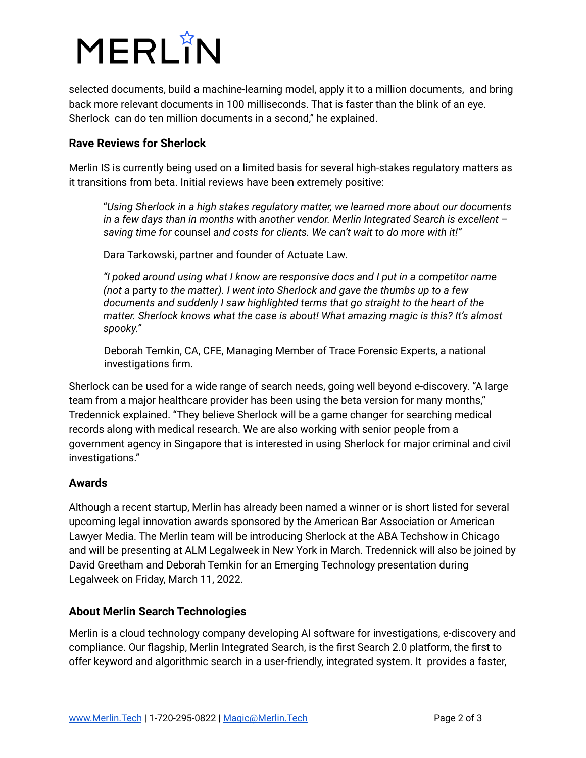selected documents, build a machine-learning model, apply it to a million documents, and bring back more relevant documents in 100 milliseconds. That is faster than the blink of an eye. Sherlock can do ten million documents in a second," he explained.

### Rave Reviews for Sherlock

Merlin IS is currently being used on a limited basis for several high-stakes regulatory matters as it transitions from beta. Initial reviews have been extremely positive:

> "*Using Sherlock in a high stakes regulatory matter, we learned more about our documents in a few days than in months* with *another vendor. Merlin Integrated Search is excellent – saving time for* counsel *and costs for clients. We can't wait to do more with it!"*
>
> Dara Tarkowski, partner and founder of Actuate Law.
>
> *"I poked around using what I know are responsive docs and I put in a competitor name (not a* party *to the matter). I went into Sherlock and gave the thumbs up to a few documents and suddenly I saw highlighted terms that go straight to the heart of the matter. Sherlock knows what the case is about! What amazing magic is this? It's almost spooky."*
>
> Deborah Temkin, CA, CFE, Managing Member of Trace Forensic Experts, a national investigations firm.

Sherlock can be used for a wide range of search needs, going well beyond e-discovery. "A large team from a major healthcare provider has been using the beta version for many months," Tredennick explained. "They believe Sherlock will be a game changer for searching medical records along with medical research. We are also working with senior people from a government agency in Singapore that is interested in using Sherlock for major criminal and civil investigations."

### Awards

Although a recent startup, Merlin has already been named a winner or is short listed for several upcoming legal innovation awards sponsored by the American Bar Association or American Lawyer Media. The Merlin team will be introducing Sherlock at the ABA Techshow in Chicago and will be presenting at ALM Legalweek in New York in March. Tredennick will also be joined by David Greetham and Deborah Temkin for an Emerging Technology presentation during Legalweek on Friday, March 11, 2022.

### About Merlin Search Technologies

Merlin is a cloud technology company developing AI software for investigations, e-discovery and compliance. Our flagship, Merlin Integrated Search, is the first Search 2.0 platform, the first to offer keyword and algorithmic search in a user-friendly, integrated system. It provides a faster,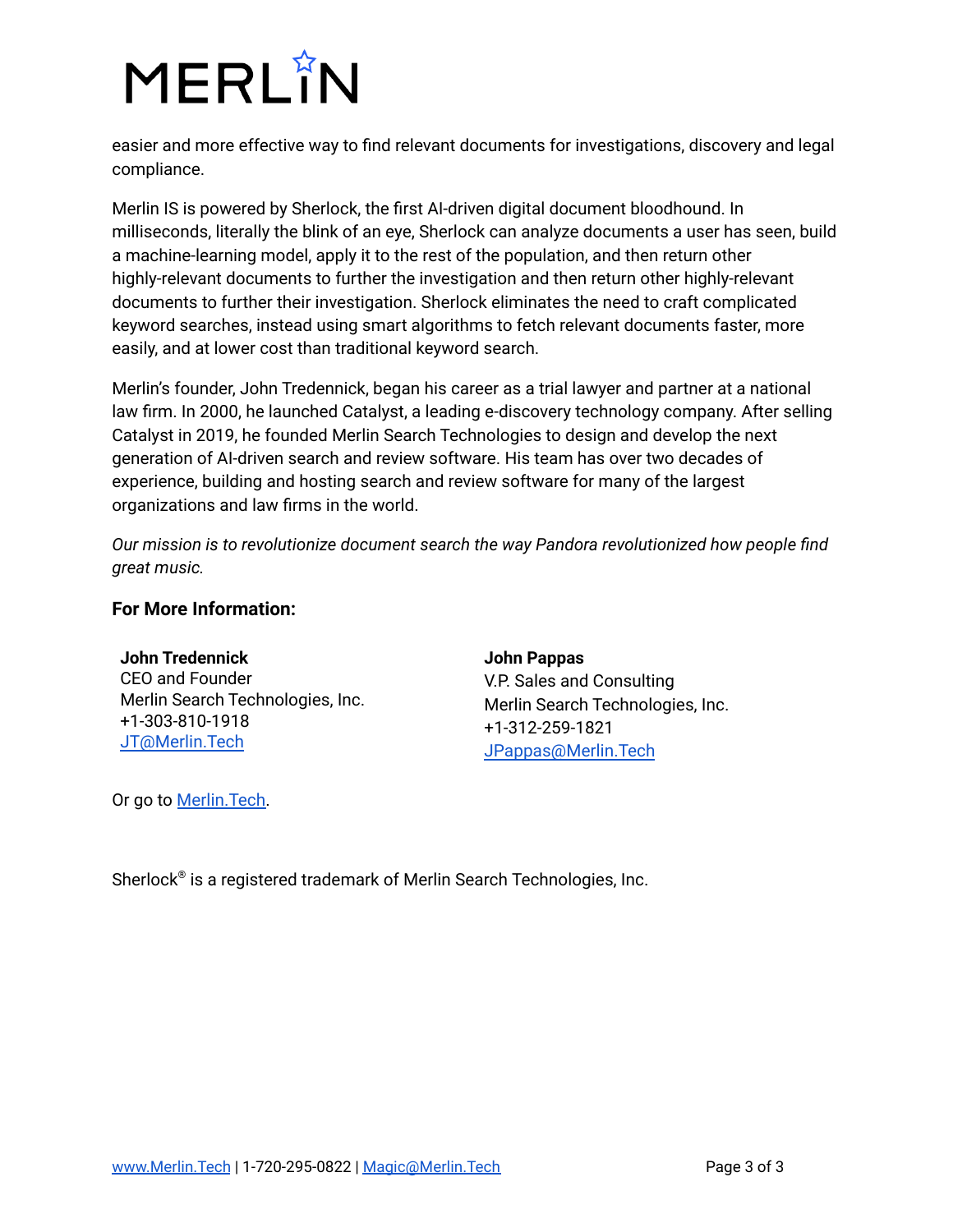easier and more effective way to find relevant documents for investigations, discovery and legal compliance.

Merlin IS is powered by Sherlock, the first AI-driven digital document bloodhound. In milliseconds, literally the blink of an eye, Sherlock can analyze documents a user has seen, build a machine-learning model, apply it to the rest of the population, and then return other highly-relevant documents to further the investigation and then return other highly-relevant documents to further their investigation. Sherlock eliminates the need to craft complicated keyword searches, instead using smart algorithms to fetch relevant documents faster, more easily, and at lower cost than traditional keyword search.

Merlin's founder, John Tredennick, began his career as a trial lawyer and partner at a national law firm. In 2000, he launched Catalyst, a leading e-discovery technology company. After selling Catalyst in 2019, he founded Merlin Search Technologies to design and develop the next generation of AI-driven search and review software. His team has over two decades of experience, building and hosting search and review software for many of the largest organizations and law firms in the world.

*Our mission is to revolutionize document search the way Pandora revolutionized how people find great music.*

**For More Information:**

**John Tredennick**
CEO and Founder
Merlin Search Technologies, Inc.
+1-303-810-1918
JT@Merlin.Tech

**John Pappas**
V.P. Sales and Consulting
Merlin Search Technologies, Inc.
+1-312-259-1821
JPappas@Merlin.Tech

Or go to Merlin.Tech.

Sherlock® is a registered trademark of Merlin Search Technologies, Inc.